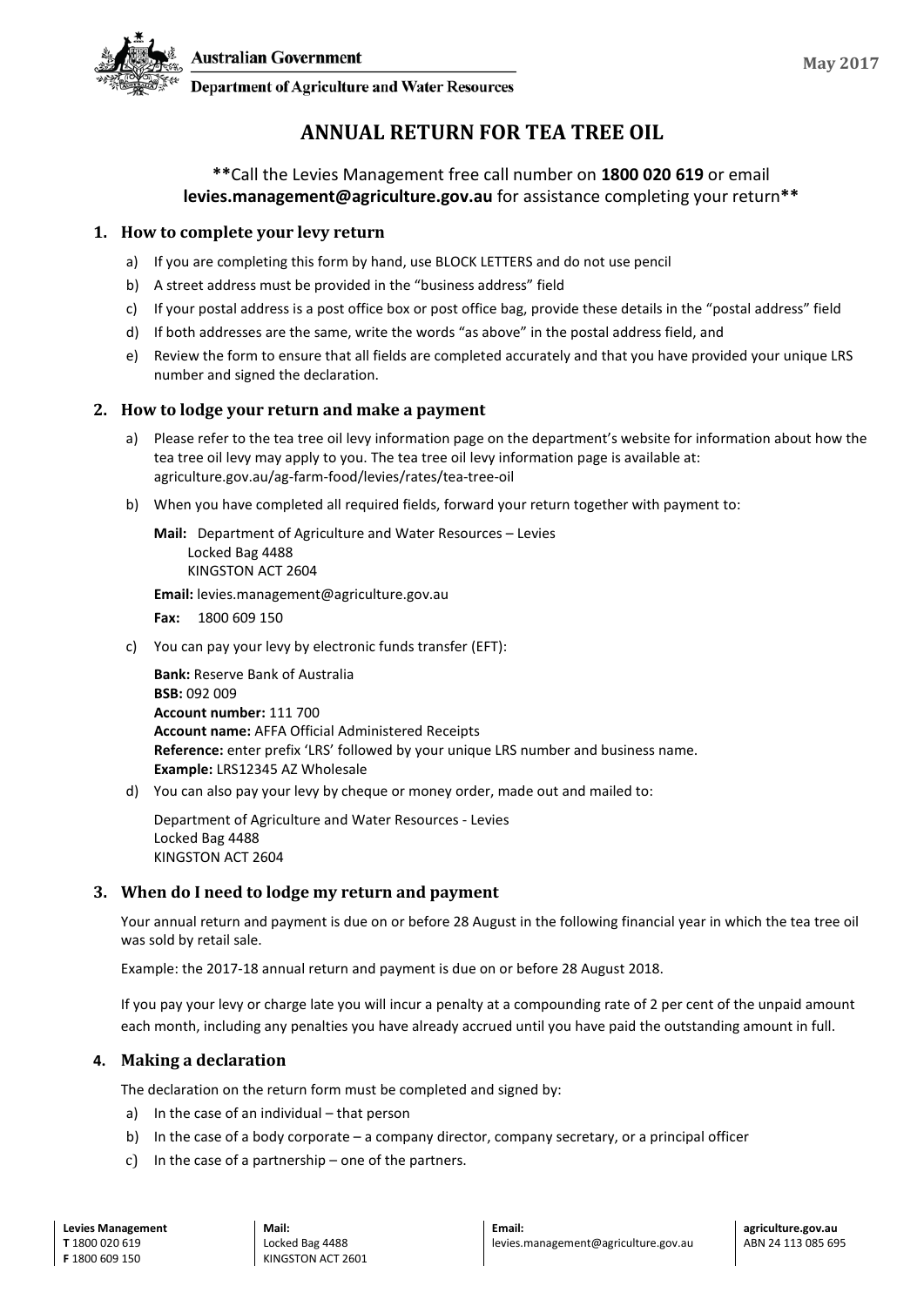Australian Government

Department of Agriculture and Water Resources

May 2017

# ANNUAL RETURN FOR TEA TREE OIL

****Call the Levies Management free call number on 1800 020 619 or email levies.management@agriculture.gov.au for assistance completing your return****

## 1. How to complete your levy return

a) If you are completing this form by hand, use BLOCK LETTERS and do not use pencil

b) A street address must be provided in the "business address" field

c) If your postal address is a post office box or post office bag, provide these details in the "postal address" field

d) If both addresses are the same, write the words "as above" in the postal address field, and

e) Review the form to ensure that all fields are completed accurately and that you have provided your unique LRS number and signed the declaration.

## 2. How to lodge your return and make a payment

a) Please refer to the tea tree oil levy information page on the department's website for information about how the tea tree oil levy may apply to you. The tea tree oil levy information page is available at: agriculture.gov.au/ag-farm-food/levies/rates/tea-tree-oil

b) When you have completed all required fields, forward your return together with payment to:

**Mail:** Department of Agriculture and Water Resources – Levies
Locked Bag 4488
KINGSTON ACT 2604

**Email:** levies.management@agriculture.gov.au

**Fax:** 1800 609 150

c) You can pay your levy by electronic funds transfer (EFT):

**Bank:** Reserve Bank of Australia
**BSB:** 092 009
**Account number:** 111 700
**Account name:** AFFA Official Administered Receipts
**Reference:** enter prefix 'LRS' followed by your unique LRS number and business name.
**Example:** LRS12345 AZ Wholesale

d) You can also pay your levy by cheque or money order, made out and mailed to:

Department of Agriculture and Water Resources - Levies
Locked Bag 4488
KINGSTON ACT 2604

## 3. When do I need to lodge my return and payment

Your annual return and payment is due on or before 28 August in the following financial year in which the tea tree oil was sold by retail sale.

Example: the 2017-18 annual return and payment is due on or before 28 August 2018.

If you pay your levy or charge late you will incur a penalty at a compounding rate of 2 per cent of the unpaid amount each month, including any penalties you have already accrued until you have paid the outstanding amount in full.

## 4. Making a declaration

The declaration on the return form must be completed and signed by:

a) In the case of an individual – that person

b) In the case of a body corporate – a company director, company secretary, or a principal officer

c) In the case of a partnership – one of the partners.

**Levies Management**
**T** 1800 020 619
**F** 1800 609 150

**Mail:**
Locked Bag 4488
KINGSTON ACT 2601

**Email:**
levies.management@agriculture.gov.au

**agriculture.gov.au**
ABN 24 113 085 695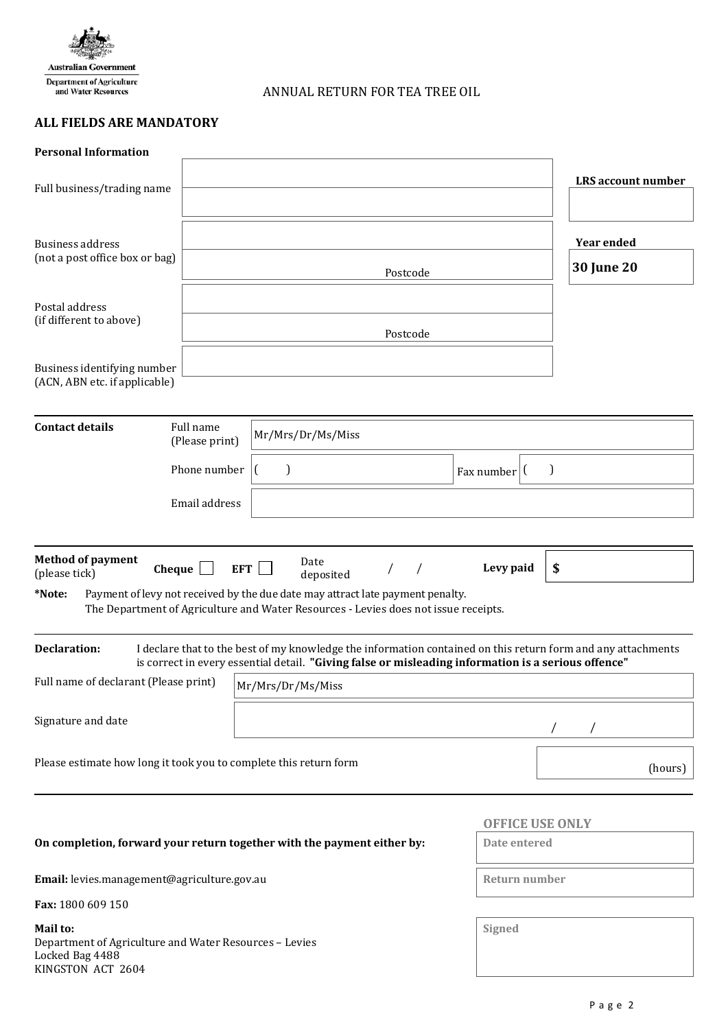Australian Government
Department of Agriculture and Water Resources

# ANNUAL RETURN FOR TEA TREE OIL

**ALL FIELDS ARE MANDATORY**

**Personal Information**

| | | | |
|---|---|---|---|
| Full business/trading name | | | **LRS account number** |
| Business address (not a post office box or bag) | Postcode | | **Year ended** **30 June 20** |
| Postal address (if different to above) | Postcode | | |
| Business identifying number (ACN, ABN etc. if applicable) | | | |

**Contact details**

| | | | |
|---|---|---|---|
| Full name (Please print) | Mr/Mrs/Dr/Ms/Miss | | |
| Phone number | ( ) | Fax number | ( ) |
| Email address | | | |

**Method of payment** (please tick) **Cheque** ☐ **EFT** ☐ Date deposited / / **Levy paid** **$**

***Note:** Payment of levy not received by the due date may attract late payment penalty.
The Department of Agriculture and Water Resources - Levies does not issue receipts.

**Declaration:** I declare that to the best of my knowledge the information contained on this return form and any attachments is correct in every essential detail. **"Giving false or misleading information is a serious offence"**

| | |
|---|---|
| Full name of declarant (Please print) | Mr/Mrs/Dr/Ms/Miss |
| Signature and date | / / |

Please estimate how long it took you to complete this return form (hours)

**On completion, forward your return together with the payment either by:**

**Email:** levies.management@agriculture.gov.au

**Fax:** 1800 609 150

**Mail to:**
Department of Agriculture and Water Resources – Levies
Locked Bag 4488
KINGSTON ACT 2604

**OFFICE USE ONLY**

| |
|---|
| **Date entered** |
| **Return number** |
| **Signed** |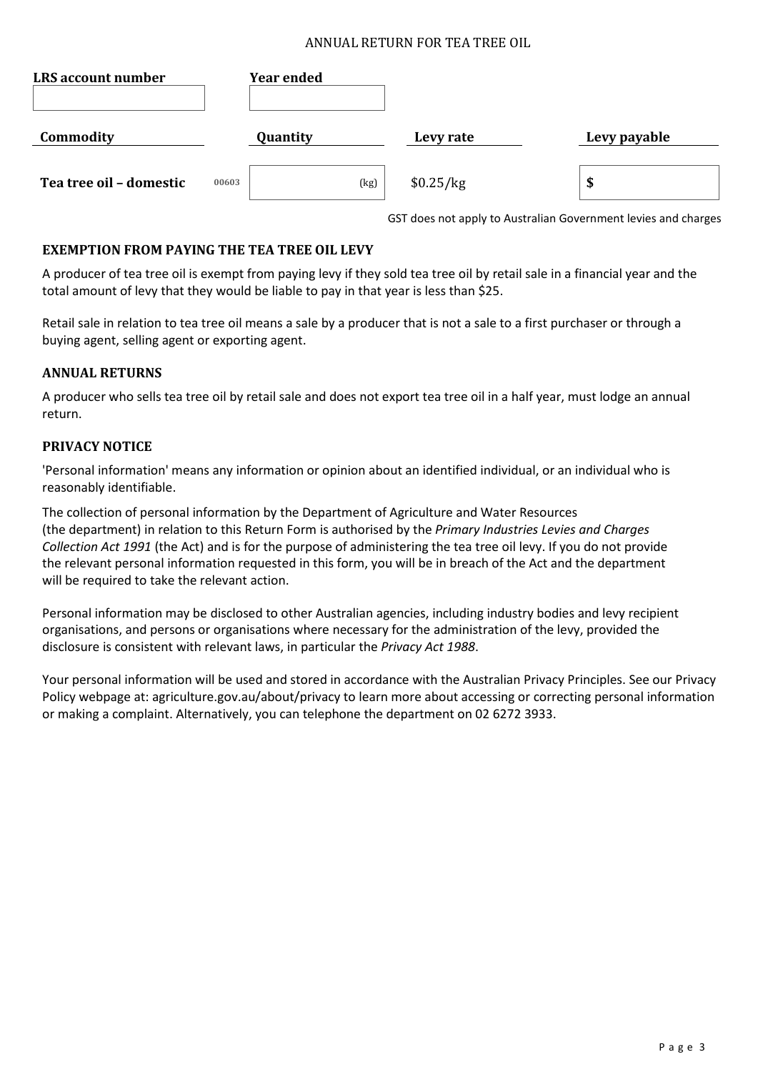ANNUAL RETURN FOR TEA TREE OIL

| LRS account number | Year ended |
| --- | --- |
| | |

| Commodity | | Quantity | Levy rate | Levy payable |
| --- | --- | --- | --- | --- |
| **Tea tree oil – domestic** | 00603 | (kg) | $0.25/kg | $ |

GST does not apply to Australian Government levies and charges

### EXEMPTION FROM PAYING THE TEA TREE OIL LEVY

A producer of tea tree oil is exempt from paying levy if they sold tea tree oil by retail sale in a financial year and the total amount of levy that they would be liable to pay in that year is less than $25.

Retail sale in relation to tea tree oil means a sale by a producer that is not a sale to a first purchaser or through a buying agent, selling agent or exporting agent.

### ANNUAL RETURNS

A producer who sells tea tree oil by retail sale and does not export tea tree oil in a half year, must lodge an annual return.

### PRIVACY NOTICE

'Personal information' means any information or opinion about an identified individual, or an individual who is reasonably identifiable.

The collection of personal information by the Department of Agriculture and Water Resources (the department) in relation to this Return Form is authorised by the *Primary Industries Levies and Charges Collection Act 1991* (the Act) and is for the purpose of administering the tea tree oil levy. If you do not provide the relevant personal information requested in this form, you will be in breach of the Act and the department will be required to take the relevant action.

Personal information may be disclosed to other Australian agencies, including industry bodies and levy recipient organisations, and persons or organisations where necessary for the administration of the levy, provided the disclosure is consistent with relevant laws, in particular the *Privacy Act 1988*.

Your personal information will be used and stored in accordance with the Australian Privacy Principles. See our Privacy Policy webpage at: agriculture.gov.au/about/privacy to learn more about accessing or correcting personal information or making a complaint. Alternatively, you can telephone the department on 02 6272 3933.